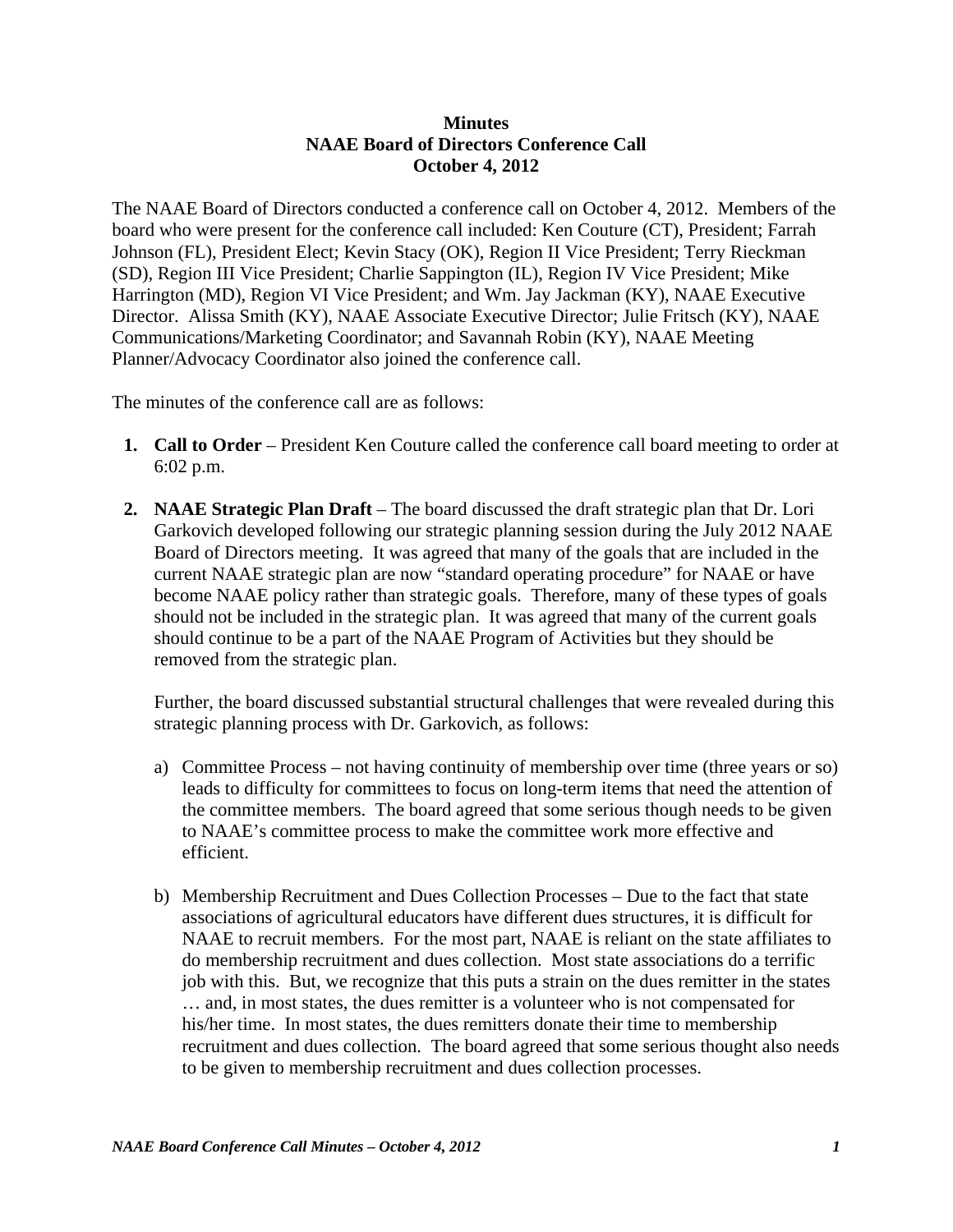**Minutes**
**NAAE Board of Directors Conference Call**
**October 4, 2012**

The NAAE Board of Directors conducted a conference call on October 4, 2012. Members of the board who were present for the conference call included: Ken Couture (CT), President; Farrah Johnson (FL), President Elect; Kevin Stacy (OK), Region II Vice President; Terry Rieckman (SD), Region III Vice President; Charlie Sappington (IL), Region IV Vice President; Mike Harrington (MD), Region VI Vice President; and Wm. Jay Jackman (KY), NAAE Executive Director. Alissa Smith (KY), NAAE Associate Executive Director; Julie Fritsch (KY), NAAE Communications/Marketing Coordinator; and Savannah Robin (KY), NAAE Meeting Planner/Advocacy Coordinator also joined the conference call.

The minutes of the conference call are as follows:

1. **Call to Order** – President Ken Couture called the conference call board meeting to order at 6:02 p.m.

2. **NAAE Strategic Plan Draft** – The board discussed the draft strategic plan that Dr. Lori Garkovich developed following our strategic planning session during the July 2012 NAAE Board of Directors meeting. It was agreed that many of the goals that are included in the current NAAE strategic plan are now "standard operating procedure" for NAAE or have become NAAE policy rather than strategic goals. Therefore, many of these types of goals should not be included in the strategic plan. It was agreed that many of the current goals should continue to be a part of the NAAE Program of Activities but they should be removed from the strategic plan.

   Further, the board discussed substantial structural challenges that were revealed during this strategic planning process with Dr. Garkovich, as follows:

   a) Committee Process – not having continuity of membership over time (three years or so) leads to difficulty for committees to focus on long-term items that need the attention of the committee members. The board agreed that some serious though needs to be given to NAAE's committee process to make the committee work more effective and efficient.

   b) Membership Recruitment and Dues Collection Processes – Due to the fact that state associations of agricultural educators have different dues structures, it is difficult for NAAE to recruit members. For the most part, NAAE is reliant on the state affiliates to do membership recruitment and dues collection. Most state associations do a terrific job with this. But, we recognize that this puts a strain on the dues remitter in the states … and, in most states, the dues remitter is a volunteer who is not compensated for his/her time. In most states, the dues remitters donate their time to membership recruitment and dues collection. The board agreed that some serious thought also needs to be given to membership recruitment and dues collection processes.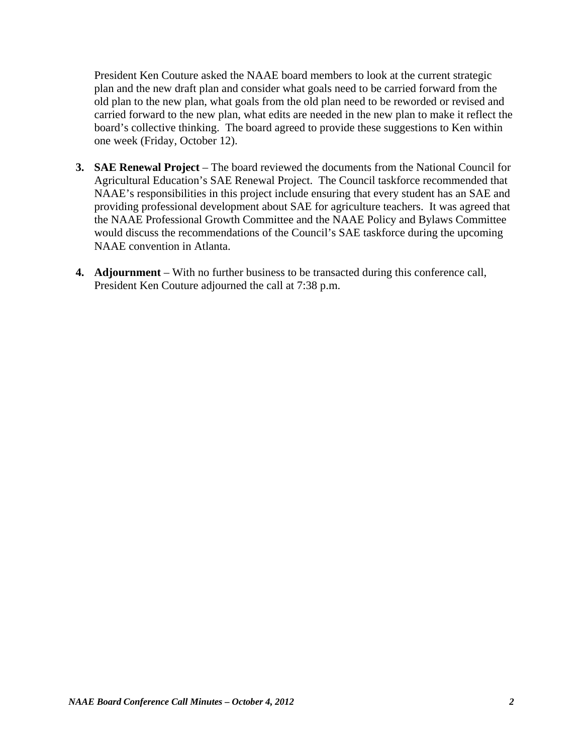President Ken Couture asked the NAAE board members to look at the current strategic plan and the new draft plan and consider what goals need to be carried forward from the old plan to the new plan, what goals from the old plan need to be reworded or revised and carried forward to the new plan, what edits are needed in the new plan to make it reflect the board's collective thinking. The board agreed to provide these suggestions to Ken within one week (Friday, October 12).

3. **SAE Renewal Project** – The board reviewed the documents from the National Council for Agricultural Education's SAE Renewal Project. The Council taskforce recommended that NAAE's responsibilities in this project include ensuring that every student has an SAE and providing professional development about SAE for agriculture teachers. It was agreed that the NAAE Professional Growth Committee and the NAAE Policy and Bylaws Committee would discuss the recommendations of the Council's SAE taskforce during the upcoming NAAE convention in Atlanta.

4. **Adjournment** – With no further business to be transacted during this conference call, President Ken Couture adjourned the call at 7:38 p.m.